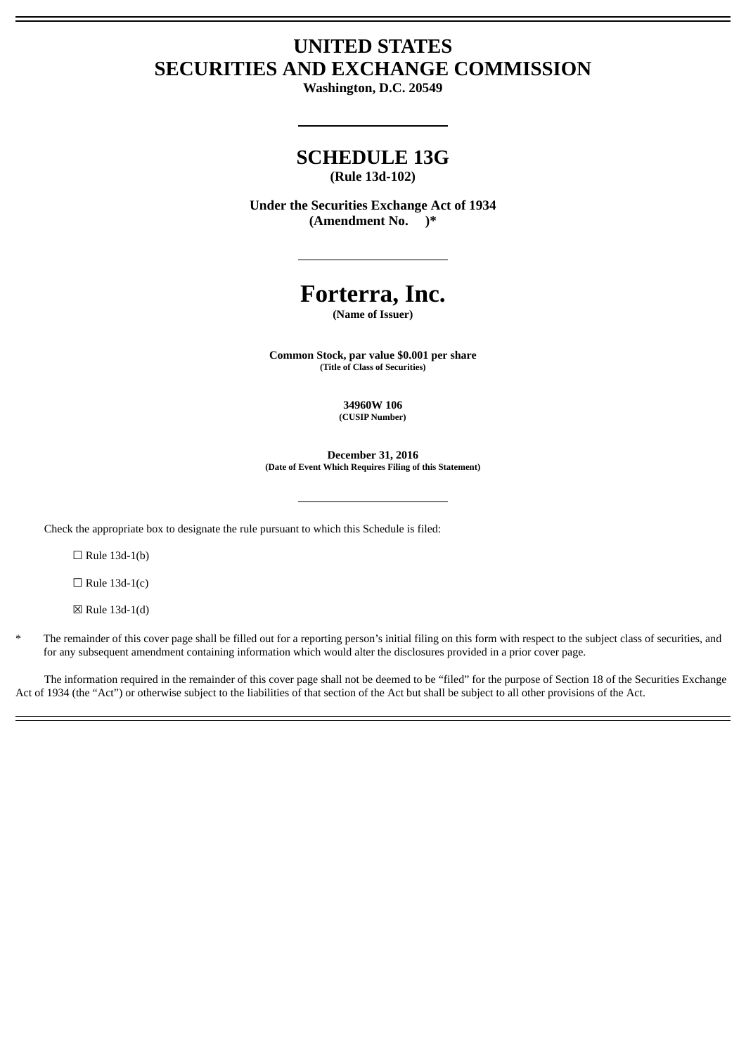# UNITED STATES
# SECURITIES AND EXCHANGE COMMISSION

**Washington, D.C. 20549**

## SCHEDULE 13G

**(Rule 13d-102)**

**Under the Securities Exchange Act of 1934**
**(Amendment No. )***

# Forterra, Inc.

**(Name of Issuer)**

**Common Stock, par value $0.001 per share**
**(Title of Class of Securities)**

**34960W 106**
**(CUSIP Number)**

**December 31, 2016**
**(Date of Event Which Requires Filing of this Statement)**

Check the appropriate box to designate the rule pursuant to which this Schedule is filed:

☐ Rule 13d-1(b)

☐ Rule 13d-1(c)

☒ Rule 13d-1(d)

\* The remainder of this cover page shall be filled out for a reporting person's initial filing on this form with respect to the subject class of securities, and for any subsequent amendment containing information which would alter the disclosures provided in a prior cover page.

The information required in the remainder of this cover page shall not be deemed to be "filed" for the purpose of Section 18 of the Securities Exchange Act of 1934 (the "Act") or otherwise subject to the liabilities of that section of the Act but shall be subject to all other provisions of the Act.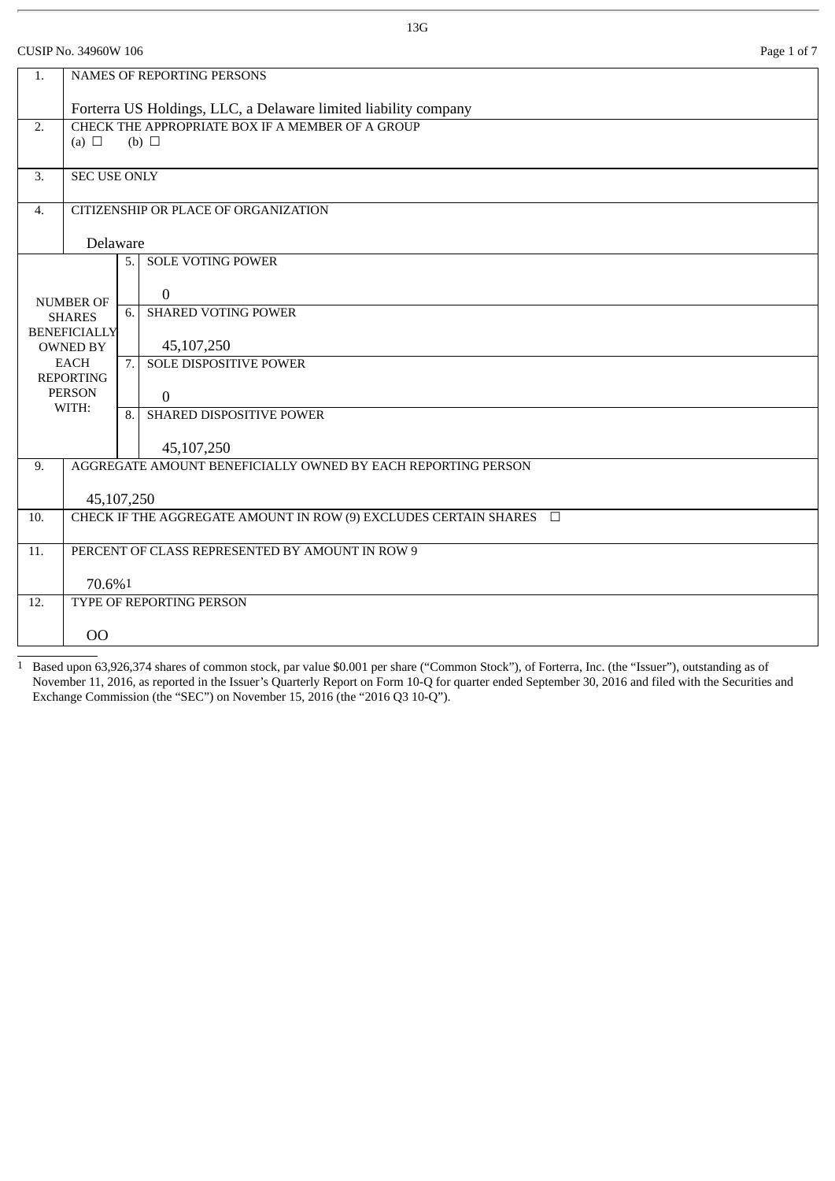CUSIP No. 34960W 106

| | | | |
|---|---|---|---|
| 1. | NAMES OF REPORTING PERSONS<br><br>Forterra US Holdings, LLC, a Delaware limited liability company | | |
| 2. | CHECK THE APPROPRIATE BOX IF A MEMBER OF A GROUP<br>(a) ☐ (b) ☐ | | |
| 3. | SEC USE ONLY | | |
| 4. | CITIZENSHIP OR PLACE OF ORGANIZATION<br><br>Delaware | | |
| NUMBER OF SHARES BENEFICIALLY OWNED BY EACH REPORTING PERSON WITH: | 5. | SOLE VOTING POWER<br><br>0 | |
| | 6. | SHARED VOTING POWER<br><br>45,107,250 | |
| | 7. | SOLE DISPOSITIVE POWER<br><br>0 | |
| | 8. | SHARED DISPOSITIVE POWER<br><br>45,107,250 | |
| 9. | AGGREGATE AMOUNT BENEFICIALLY OWNED BY EACH REPORTING PERSON<br><br>45,107,250 | | |
| 10. | CHECK IF THE AGGREGATE AMOUNT IN ROW (9) EXCLUDES CERTAIN SHARES ☐ | | |
| 11. | PERCENT OF CLASS REPRESENTED BY AMOUNT IN ROW 9<br><br>70.6%[1] | | |
| 12. | TYPE OF REPORTING PERSON<br><br>OO | | |

[1] Based upon 63,926,374 shares of common stock, par value $0.001 per share ("Common Stock"), of Forterra, Inc. (the "Issuer"), outstanding as of November 11, 2016, as reported in the Issuer's Quarterly Report on Form 10-Q for quarter ended September 30, 2016 and filed with the Securities and Exchange Commission (the "SEC") on November 15, 2016 (the "2016 Q3 10-Q").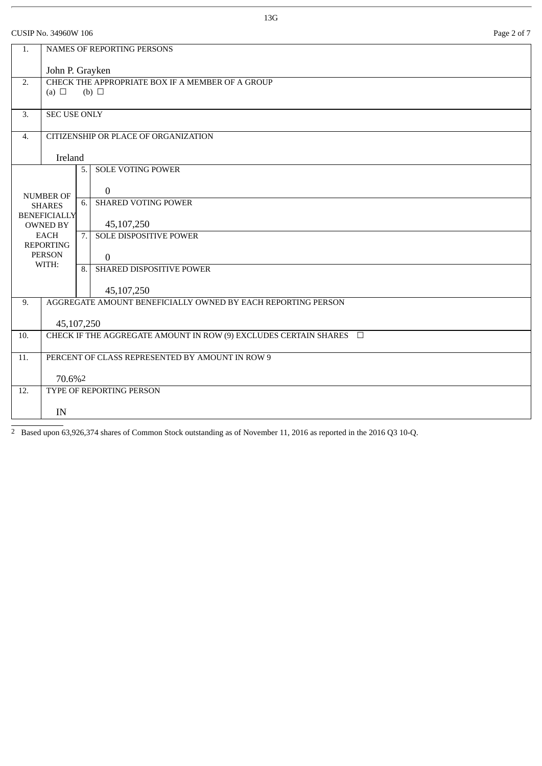13G

CUSIP No. 34960W 106

| | | | |
|---|---|---|---|
| 1. | NAMES OF REPORTING PERSONS<br><br>John P. Grayken | | |
| 2. | CHECK THE APPROPRIATE BOX IF A MEMBER OF A GROUP<br>(a) ☐ (b) ☐ | | |
| 3. | SEC USE ONLY | | |
| 4. | CITIZENSHIP OR PLACE OF ORGANIZATION<br><br>Ireland | | |
| NUMBER OF SHARES BENEFICIALLY OWNED BY EACH REPORTING PERSON WITH: | 5. | SOLE VOTING POWER<br><br>0 | |
| | 6. | SHARED VOTING POWER<br><br>45,107,250 | |
| | 7. | SOLE DISPOSITIVE POWER<br><br>0 | |
| | 8. | SHARED DISPOSITIVE POWER<br><br>45,107,250 | |
| 9. | AGGREGATE AMOUNT BENEFICIALLY OWNED BY EACH REPORTING PERSON<br><br>45,107,250 | | |
| 10. | CHECK IF THE AGGREGATE AMOUNT IN ROW (9) EXCLUDES CERTAIN SHARES ☐ | | |
| 11. | PERCENT OF CLASS REPRESENTED BY AMOUNT IN ROW 9<br><br>70.6%[2] | | |
| 12. | TYPE OF REPORTING PERSON<br><br>IN | | |

[2] Based upon 63,926,374 shares of Common Stock outstanding as of November 11, 2016 as reported in the 2016 Q3 10-Q.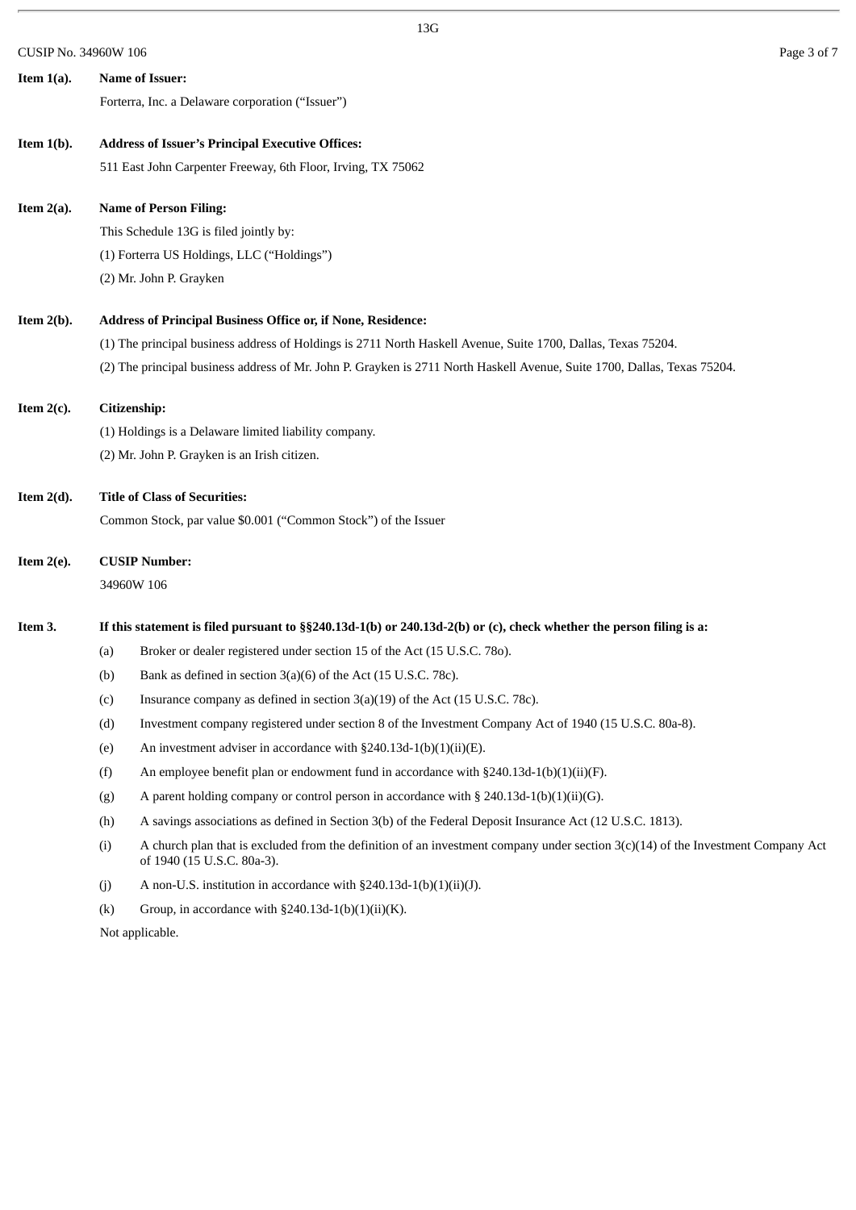**Item 1(a).** **Name of Issuer:**

Forterra, Inc. a Delaware corporation ("Issuer")

**Item 1(b).** **Address of Issuer's Principal Executive Offices:**

511 East John Carpenter Freeway, 6th Floor, Irving, TX 75062

**Item 2(a).** **Name of Person Filing:**

This Schedule 13G is filed jointly by:

(1) Forterra US Holdings, LLC ("Holdings")

(2) Mr. John P. Grayken

**Item 2(b).** **Address of Principal Business Office or, if None, Residence:**

(1) The principal business address of Holdings is 2711 North Haskell Avenue, Suite 1700, Dallas, Texas 75204.

(2) The principal business address of Mr. John P. Grayken is 2711 North Haskell Avenue, Suite 1700, Dallas, Texas 75204.

**Item 2(c).** **Citizenship:**

(1) Holdings is a Delaware limited liability company.

(2) Mr. John P. Grayken is an Irish citizen.

**Item 2(d).** **Title of Class of Securities:**

Common Stock, par value $0.001 ("Common Stock") of the Issuer

**Item 2(e).** **CUSIP Number:**

34960W 106

**Item 3.** **If this statement is filed pursuant to §§240.13d-1(b) or 240.13d-2(b) or (c), check whether the person filing is a:**

(a) Broker or dealer registered under section 15 of the Act (15 U.S.C. 78o).

(b) Bank as defined in section 3(a)(6) of the Act (15 U.S.C. 78c).

(c) Insurance company as defined in section 3(a)(19) of the Act (15 U.S.C. 78c).

(d) Investment company registered under section 8 of the Investment Company Act of 1940 (15 U.S.C. 80a-8).

(e) An investment adviser in accordance with §240.13d-1(b)(1)(ii)(E).

(f) An employee benefit plan or endowment fund in accordance with §240.13d-1(b)(1)(ii)(F).

(g) A parent holding company or control person in accordance with § 240.13d-1(b)(1)(ii)(G).

(h) A savings associations as defined in Section 3(b) of the Federal Deposit Insurance Act (12 U.S.C. 1813).

(i) A church plan that is excluded from the definition of an investment company under section 3(c)(14) of the Investment Company Act of 1940 (15 U.S.C. 80a-3).

(j) A non-U.S. institution in accordance with §240.13d-1(b)(1)(ii)(J).

(k) Group, in accordance with §240.13d-1(b)(1)(ii)(K).

Not applicable.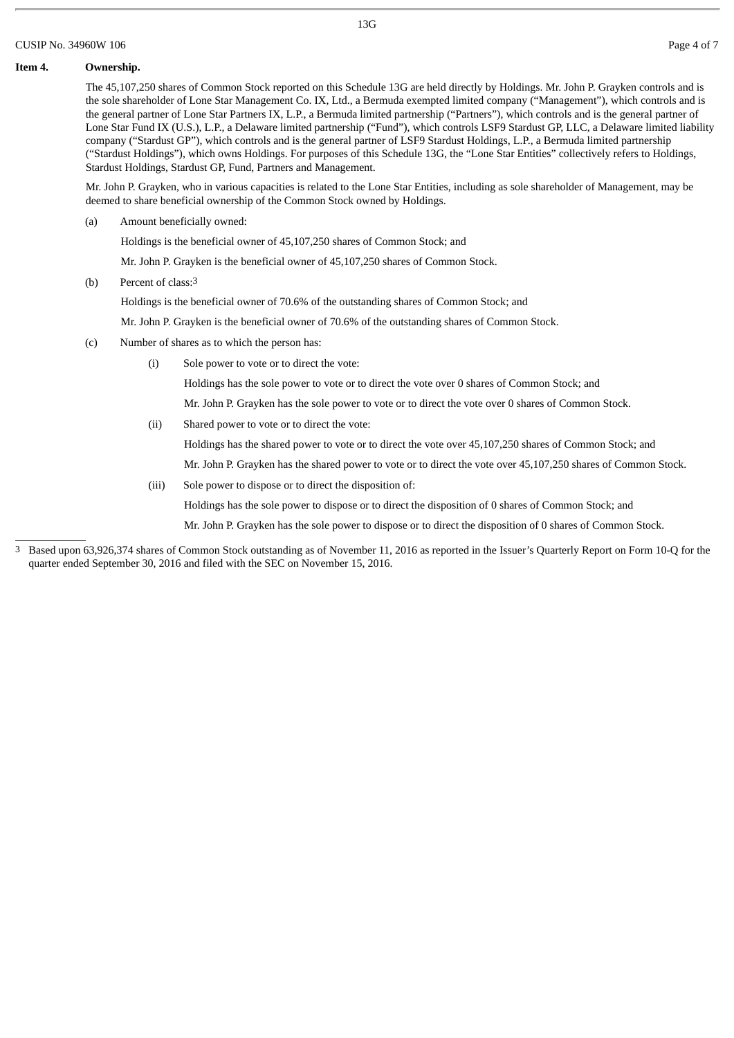CUSIP No. 34960W 106

**Item 4. Ownership.**

The 45,107,250 shares of Common Stock reported on this Schedule 13G are held directly by Holdings. Mr. John P. Grayken controls and is the sole shareholder of Lone Star Management Co. IX, Ltd., a Bermuda exempted limited company ("Management"), which controls and is the general partner of Lone Star Partners IX, L.P., a Bermuda limited partnership ("Partners"), which controls and is the general partner of Lone Star Fund IX (U.S.), L.P., a Delaware limited partnership ("Fund"), which controls LSF9 Stardust GP, LLC, a Delaware limited liability company ("Stardust GP"), which controls and is the general partner of LSF9 Stardust Holdings, L.P., a Bermuda limited partnership ("Stardust Holdings"), which owns Holdings. For purposes of this Schedule 13G, the "Lone Star Entities" collectively refers to Holdings, Stardust Holdings, Stardust GP, Fund, Partners and Management.

Mr. John P. Grayken, who in various capacities is related to the Lone Star Entities, including as sole shareholder of Management, may be deemed to share beneficial ownership of the Common Stock owned by Holdings.

(a) Amount beneficially owned:

Holdings is the beneficial owner of 45,107,250 shares of Common Stock; and

Mr. John P. Grayken is the beneficial owner of 45,107,250 shares of Common Stock.

(b) Percent of class:[3]

Holdings is the beneficial owner of 70.6% of the outstanding shares of Common Stock; and

Mr. John P. Grayken is the beneficial owner of 70.6% of the outstanding shares of Common Stock.

(c) Number of shares as to which the person has:

(i) Sole power to vote or to direct the vote:

Holdings has the sole power to vote or to direct the vote over 0 shares of Common Stock; and

Mr. John P. Grayken has the sole power to vote or to direct the vote over 0 shares of Common Stock.

(ii) Shared power to vote or to direct the vote:

Holdings has the shared power to vote or to direct the vote over 45,107,250 shares of Common Stock; and

Mr. John P. Grayken has the shared power to vote or to direct the vote over 45,107,250 shares of Common Stock.

(iii) Sole power to dispose or to direct the disposition of:

Holdings has the sole power to dispose or to direct the disposition of 0 shares of Common Stock; and

Mr. John P. Grayken has the sole power to dispose or to direct the disposition of 0 shares of Common Stock.

---

[3] Based upon 63,926,374 shares of Common Stock outstanding as of November 11, 2016 as reported in the Issuer's Quarterly Report on Form 10-Q for the quarter ended September 30, 2016 and filed with the SEC on November 15, 2016.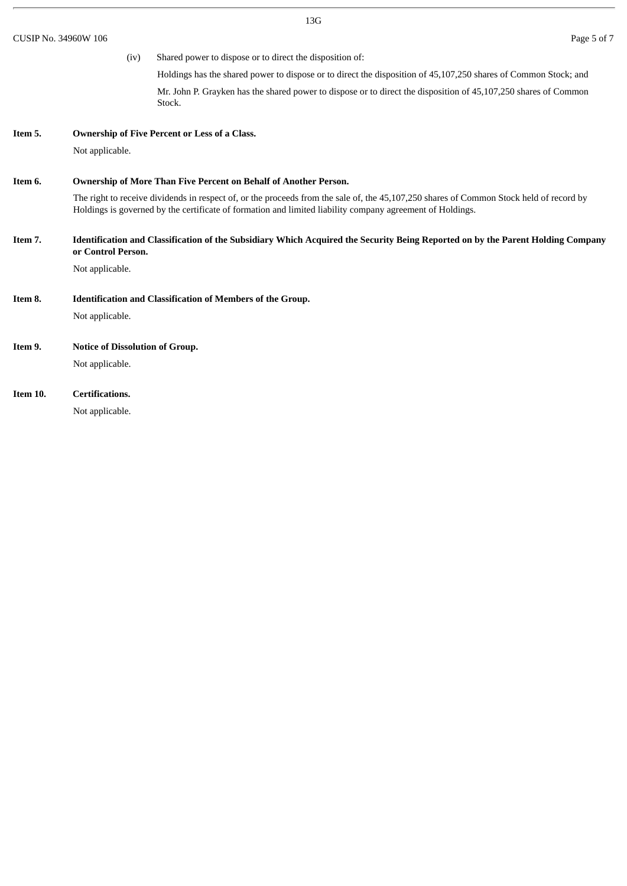(iv) Shared power to dispose or to direct the disposition of:

Holdings has the shared power to dispose or to direct the disposition of 45,107,250 shares of Common Stock; and

Mr. John P. Grayken has the shared power to dispose or to direct the disposition of 45,107,250 shares of Common Stock.

**Item 5. Ownership of Five Percent or Less of a Class.**

Not applicable.

**Item 6. Ownership of More Than Five Percent on Behalf of Another Person.**

The right to receive dividends in respect of, or the proceeds from the sale of, the 45,107,250 shares of Common Stock held of record by Holdings is governed by the certificate of formation and limited liability company agreement of Holdings.

**Item 7. Identification and Classification of the Subsidiary Which Acquired the Security Being Reported on by the Parent Holding Company or Control Person.**

Not applicable.

**Item 8. Identification and Classification of Members of the Group.**

Not applicable.

**Item 9. Notice of Dissolution of Group.**

Not applicable.

**Item 10. Certifications.**

Not applicable.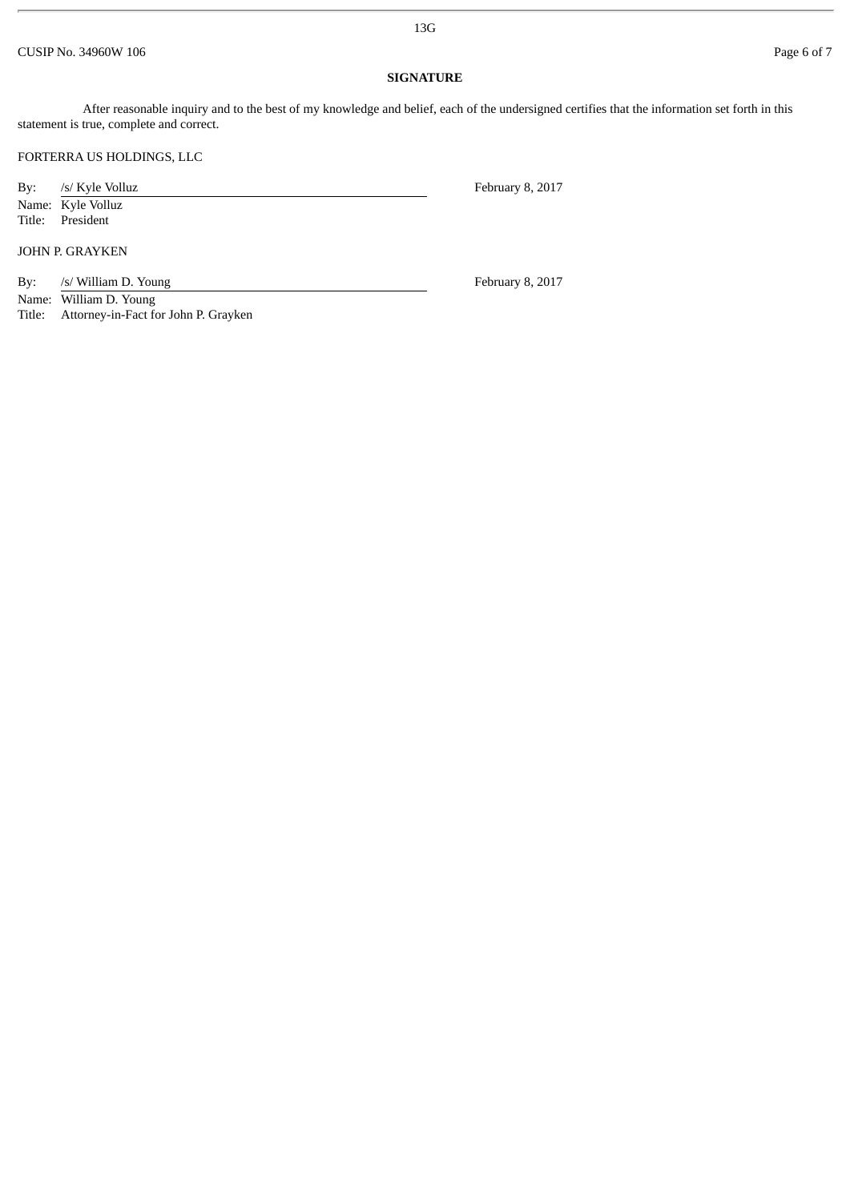## SIGNATURE

After reasonable inquiry and to the best of my knowledge and belief, each of the undersigned certifies that the information set forth in this statement is true, complete and correct.

FORTERRA US HOLDINGS, LLC

By: /s/ Kyle Volluz  
Name: Kyle Volluz  
Title: President

February 8, 2017

JOHN P. GRAYKEN

By: /s/ William D. Young  
Name: William D. Young  
Title: Attorney-in-Fact for John P. Grayken

February 8, 2017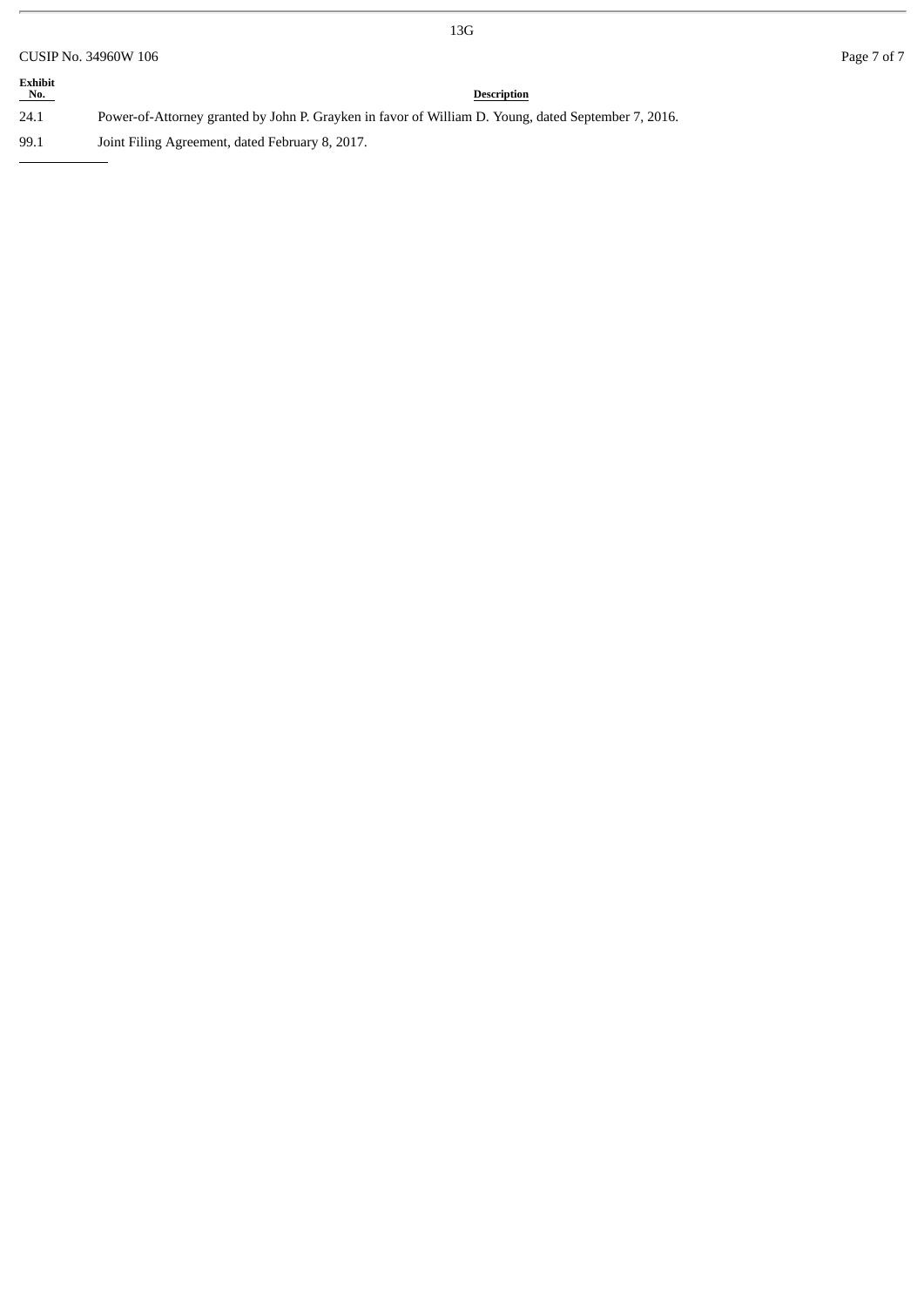| Exhibit No. | Description |
|---|---|
| 24.1 | Power-of-Attorney granted by John P. Grayken in favor of William D. Young, dated September 7, 2016. |
| 99.1 | Joint Filing Agreement, dated February 8, 2017. |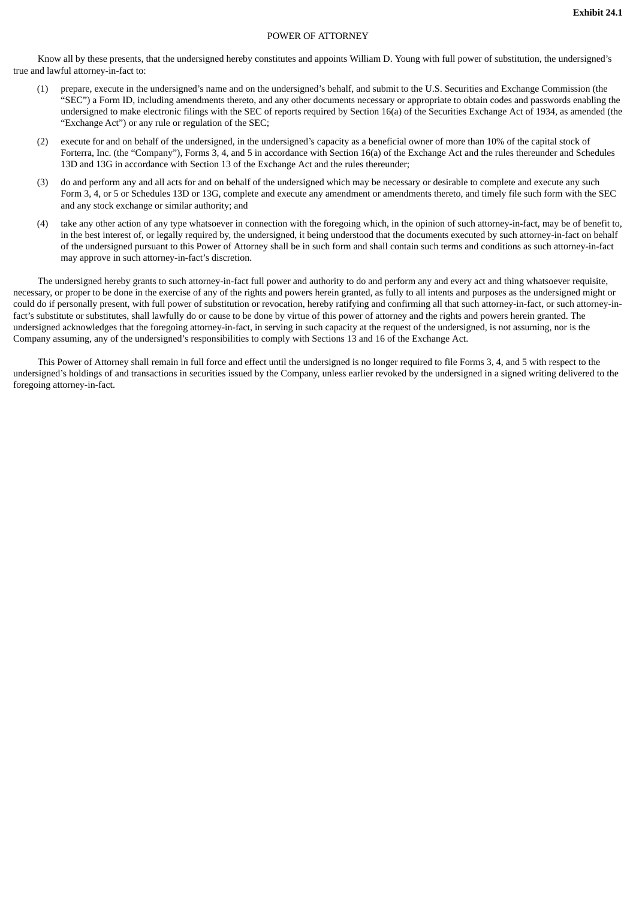**Exhibit 24.1**

POWER OF ATTORNEY

Know all by these presents, that the undersigned hereby constitutes and appoints William D. Young with full power of substitution, the undersigned's true and lawful attorney-in-fact to:

(1) prepare, execute in the undersigned's name and on the undersigned's behalf, and submit to the U.S. Securities and Exchange Commission (the "SEC") a Form ID, including amendments thereto, and any other documents necessary or appropriate to obtain codes and passwords enabling the undersigned to make electronic filings with the SEC of reports required by Section 16(a) of the Securities Exchange Act of 1934, as amended (the "Exchange Act") or any rule or regulation of the SEC;

(2) execute for and on behalf of the undersigned, in the undersigned's capacity as a beneficial owner of more than 10% of the capital stock of Forterra, Inc. (the "Company"), Forms 3, 4, and 5 in accordance with Section 16(a) of the Exchange Act and the rules thereunder and Schedules 13D and 13G in accordance with Section 13 of the Exchange Act and the rules thereunder;

(3) do and perform any and all acts for and on behalf of the undersigned which may be necessary or desirable to complete and execute any such Form 3, 4, or 5 or Schedules 13D or 13G, complete and execute any amendment or amendments thereto, and timely file such form with the SEC and any stock exchange or similar authority; and

(4) take any other action of any type whatsoever in connection with the foregoing which, in the opinion of such attorney-in-fact, may be of benefit to, in the best interest of, or legally required by, the undersigned, it being understood that the documents executed by such attorney-in-fact on behalf of the undersigned pursuant to this Power of Attorney shall be in such form and shall contain such terms and conditions as such attorney-in-fact may approve in such attorney-in-fact's discretion.

The undersigned hereby grants to such attorney-in-fact full power and authority to do and perform any and every act and thing whatsoever requisite, necessary, or proper to be done in the exercise of any of the rights and powers herein granted, as fully to all intents and purposes as the undersigned might or could do if personally present, with full power of substitution or revocation, hereby ratifying and confirming all that such attorney-in-fact, or such attorney-in-fact's substitute or substitutes, shall lawfully do or cause to be done by virtue of this power of attorney and the rights and powers herein granted. The undersigned acknowledges that the foregoing attorney-in-fact, in serving in such capacity at the request of the undersigned, is not assuming, nor is the Company assuming, any of the undersigned's responsibilities to comply with Sections 13 and 16 of the Exchange Act.

This Power of Attorney shall remain in full force and effect until the undersigned is no longer required to file Forms 3, 4, and 5 with respect to the undersigned's holdings of and transactions in securities issued by the Company, unless earlier revoked by the undersigned in a signed writing delivered to the foregoing attorney-in-fact.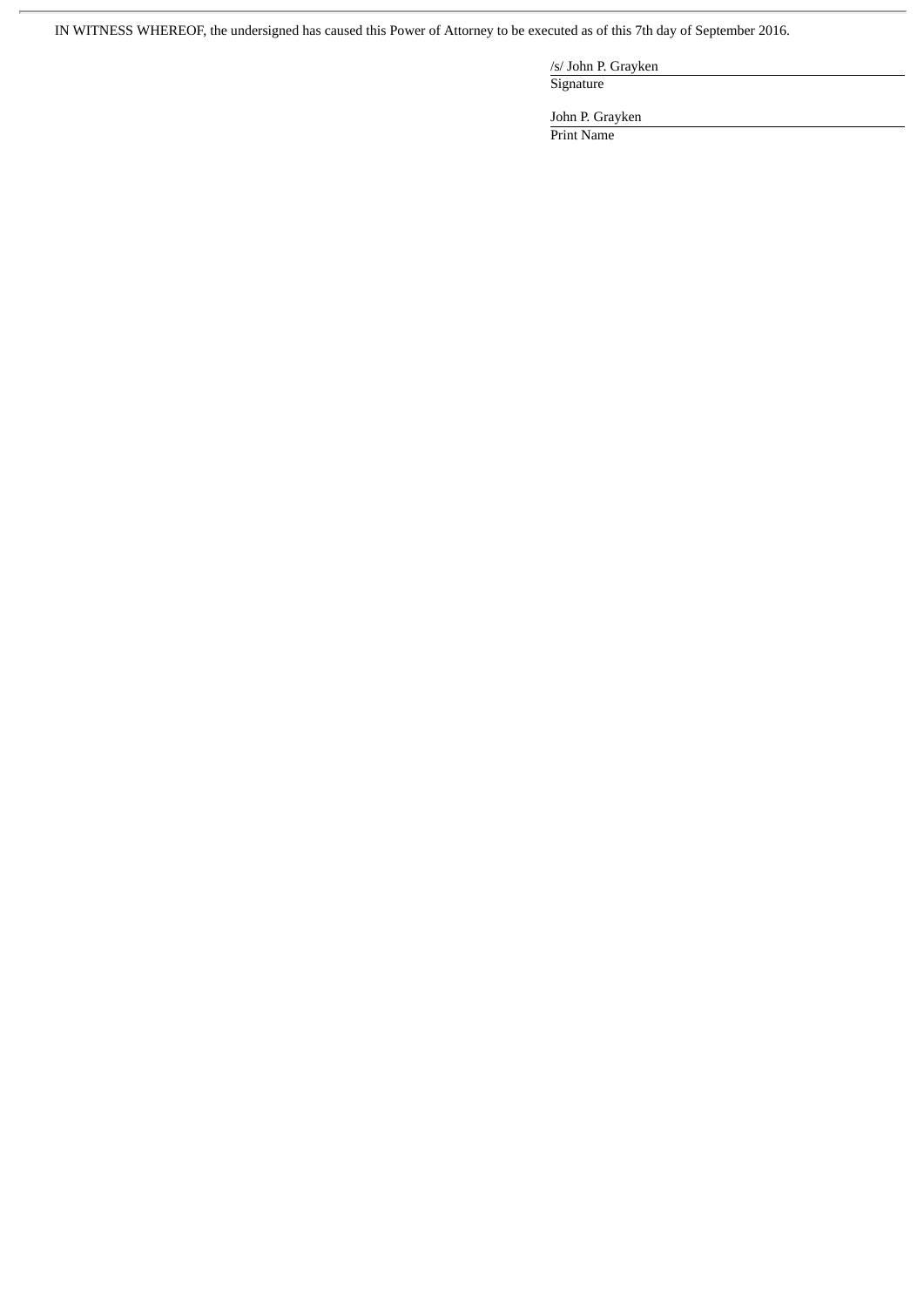IN WITNESS WHEREOF, the undersigned has caused this Power of Attorney to be executed as of this 7th day of September 2016.

/s/ John P. Grayken
Signature

John P. Grayken
Print Name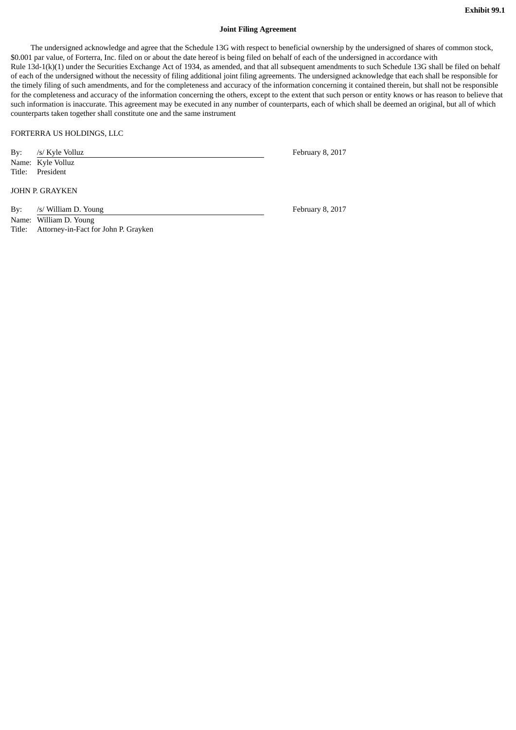**Exhibit 99.1**

**Joint Filing Agreement**

The undersigned acknowledge and agree that the Schedule 13G with respect to beneficial ownership by the undersigned of shares of common stock, $0.001 par value, of Forterra, Inc. filed on or about the date hereof is being filed on behalf of each of the undersigned in accordance with Rule 13d-1(k)(1) under the Securities Exchange Act of 1934, as amended, and that all subsequent amendments to such Schedule 13G shall be filed on behalf of each of the undersigned without the necessity of filing additional joint filing agreements. The undersigned acknowledge that each shall be responsible for the timely filing of such amendments, and for the completeness and accuracy of the information concerning it contained therein, but shall not be responsible for the completeness and accuracy of the information concerning the others, except to the extent that such person or entity knows or has reason to believe that such information is inaccurate. This agreement may be executed in any number of counterparts, each of which shall be deemed an original, but all of which counterparts taken together shall constitute one and the same instrument

FORTERRA US HOLDINGS, LLC

By: /s/ Kyle Volluz　　February 8, 2017
Name: Kyle Volluz
Title: President

JOHN P. GRAYKEN

By: /s/ William D. Young　　February 8, 2017
Name: William D. Young
Title: Attorney-in-Fact for John P. Grayken